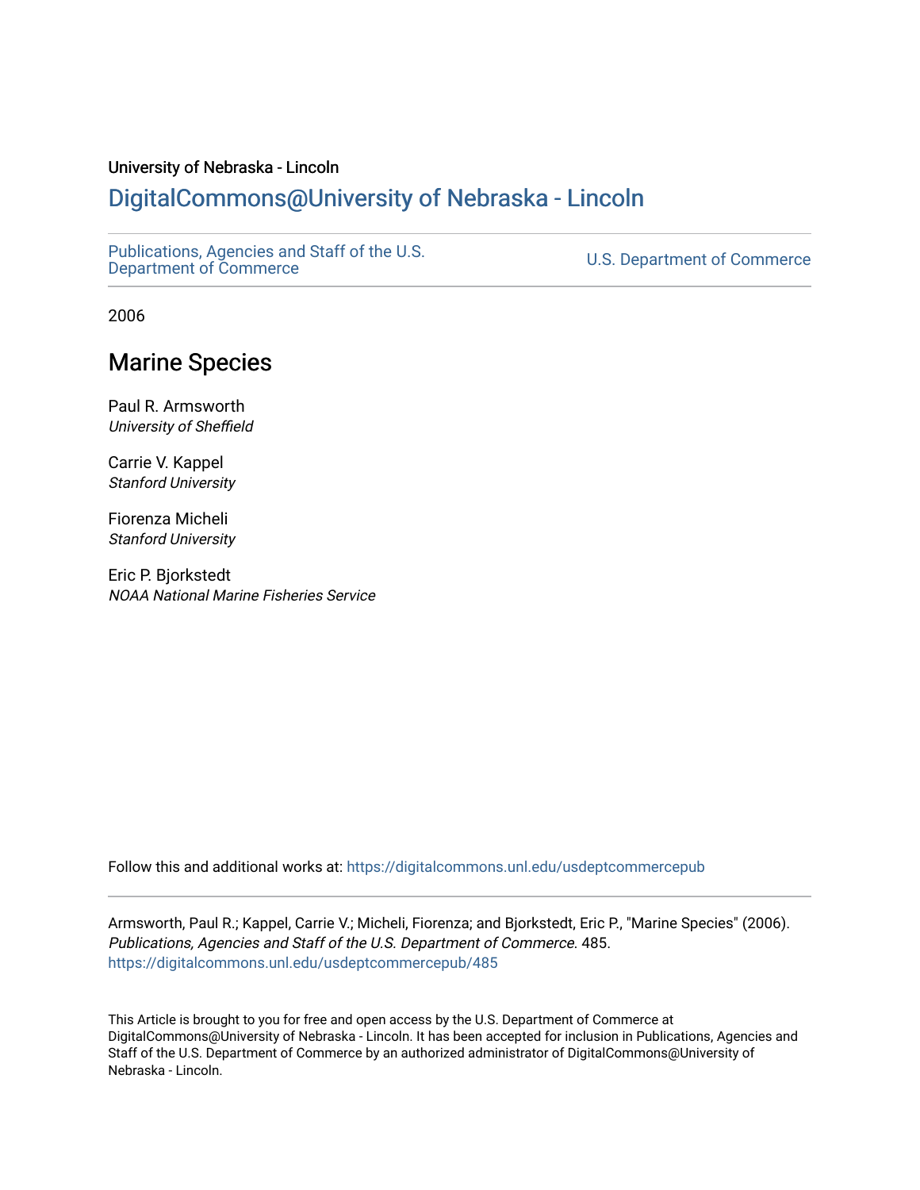University of Nebraska - Lincoln

## DigitalCommons@University of Nebraska - Lincoln

Publications, Agencies and Staff of the U.S. Department of Commerce

U.S. Department of Commerce

2006

# Marine Species

Paul R. Armsworth
*University of Sheffield*

Carrie V. Kappel
*Stanford University*

Fiorenza Micheli
*Stanford University*

Eric P. Bjorkstedt
*NOAA National Marine Fisheries Service*

Follow this and additional works at: https://digitalcommons.unl.edu/usdeptcommercepub

Armsworth, Paul R.; Kappel, Carrie V.; Micheli, Fiorenza; and Bjorkstedt, Eric P., "Marine Species" (2006). *Publications, Agencies and Staff of the U.S. Department of Commerce*. 485.
https://digitalcommons.unl.edu/usdeptcommercepub/485

This Article is brought to you for free and open access by the U.S. Department of Commerce at DigitalCommons@University of Nebraska - Lincoln. It has been accepted for inclusion in Publications, Agencies and Staff of the U.S. Department of Commerce by an authorized administrator of DigitalCommons@University of Nebraska - Lincoln.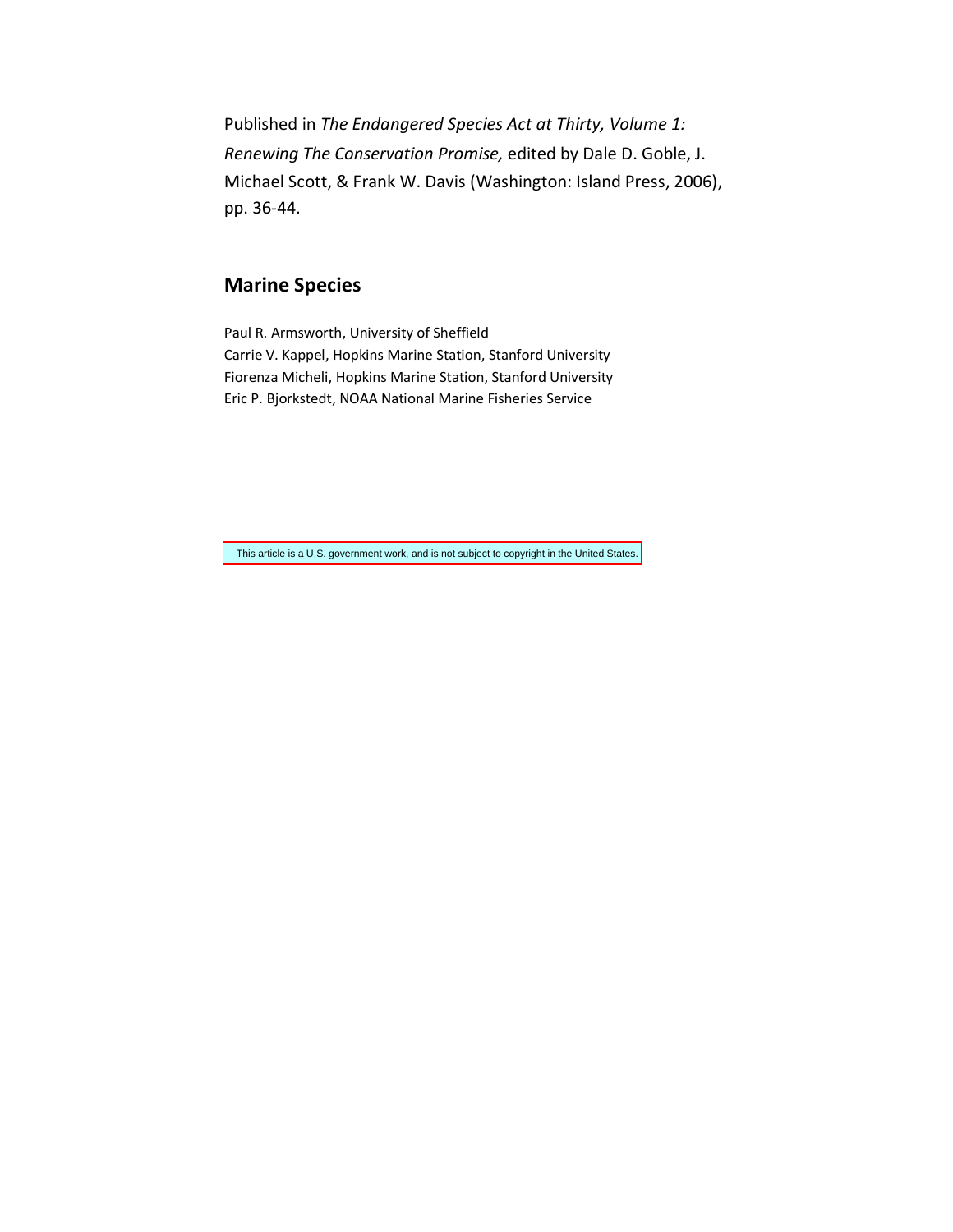Published in *The Endangered Species Act at Thirty, Volume 1: Renewing The Conservation Promise,* edited by Dale D. Goble, J. Michael Scott, & Frank W. Davis (Washington: Island Press, 2006), pp. 36-44.

## Marine Species

Paul R. Armsworth, University of Sheffield
Carrie V. Kappel, Hopkins Marine Station, Stanford University
Fiorenza Micheli, Hopkins Marine Station, Stanford University
Eric P. Bjorkstedt, NOAA National Marine Fisheries Service

This article is a U.S. government work, and is not subject to copyright in the United States.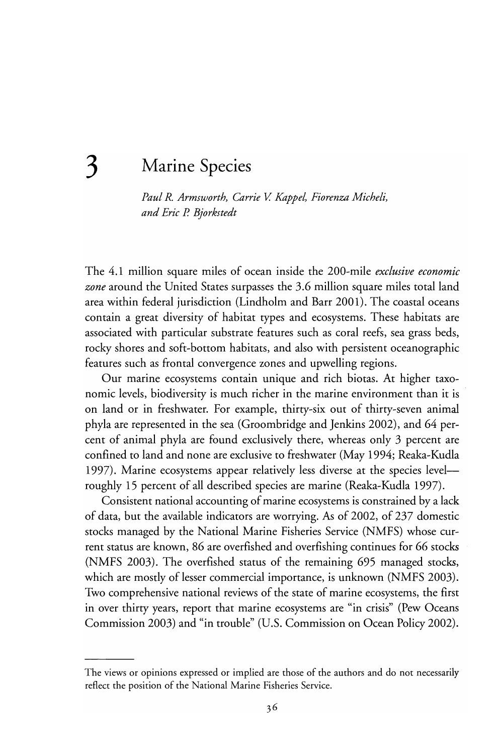# 3 Marine Species

*Paul R. Armsworth, Carrie V. Kappel, Fiorenza Micheli, and Eric P. Bjorkstedt*

The 4.1 million square miles of ocean inside the 200-mile *exclusive economic zone* around the United States surpasses the 3.6 million square miles total land area within federal jurisdiction (Lindholm and Barr 2001). The coastal oceans contain a great diversity of habitat types and ecosystems. These habitats are associated with particular substrate features such as coral reefs, sea grass beds, rocky shores and soft-bottom habitats, and also with persistent oceanographic features such as frontal convergence zones and upwelling regions.

Our marine ecosystems contain unique and rich biotas. At higher taxonomic levels, biodiversity is much richer in the marine environment than it is on land or in freshwater. For example, thirty-six out of thirty-seven animal phyla are represented in the sea (Groombridge and Jenkins 2002), and 64 percent of animal phyla are found exclusively there, whereas only 3 percent are confined to land and none are exclusive to freshwater (May 1994; Reaka-Kudla 1997). Marine ecosystems appear relatively less diverse at the species level—roughly 15 percent of all described species are marine (Reaka-Kudla 1997).

Consistent national accounting of marine ecosystems is constrained by a lack of data, but the available indicators are worrying. As of 2002, of 237 domestic stocks managed by the National Marine Fisheries Service (NMFS) whose current status are known, 86 are overfished and overfishing continues for 66 stocks (NMFS 2003). The overfished status of the remaining 695 managed stocks, which are mostly of lesser commercial importance, is unknown (NMFS 2003). Two comprehensive national reviews of the state of marine ecosystems, the first in over thirty years, report that marine ecosystems are "in crisis" (Pew Oceans Commission 2003) and "in trouble" (U.S. Commission on Ocean Policy 2002).

---

The views or opinions expressed or implied are those of the authors and do not necessarily reflect the position of the National Marine Fisheries Service.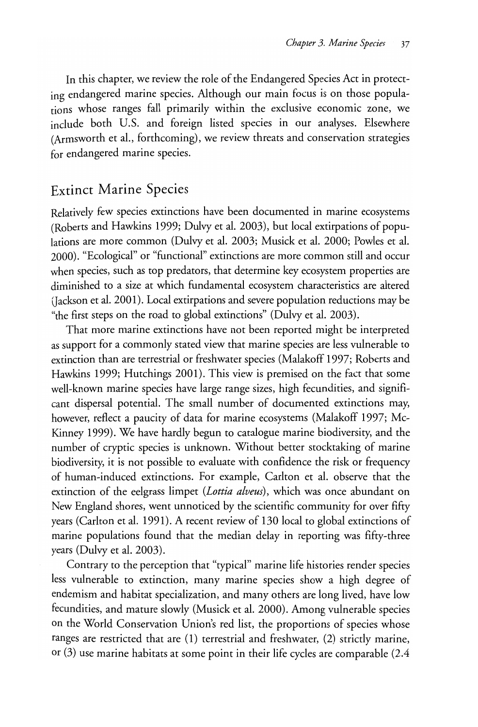In this chapter, we review the role of the Endangered Species Act in protecting endangered marine species. Although our main focus is on those populations whose ranges fall primarily within the exclusive economic zone, we include both U.S. and foreign listed species in our analyses. Elsewhere (Armsworth et al., forthcoming), we review threats and conservation strategies for endangered marine species.

## Extinct Marine Species

Relatively few species extinctions have been documented in marine ecosystems (Roberts and Hawkins 1999; Dulvy et al. 2003), but local extirpations of populations are more common (Dulvy et al. 2003; Musick et al. 2000; Powles et al. 2000). "Ecological" or "functional" extinctions are more common still and occur when species, such as top predators, that determine key ecosystem properties are diminished to a size at which fundamental ecosystem characteristics are altered (Jackson et al. 2001). Local extirpations and severe population reductions may be "the first steps on the road to global extinctions" (Dulvy et al. 2003).

That more marine extinctions have not been reported might be interpreted as support for a commonly stated view that marine species are less vulnerable to extinction than are terrestrial or freshwater species (Malakoff 1997; Roberts and Hawkins 1999; Hutchings 2001). This view is premised on the fact that some well-known marine species have large range sizes, high fecundities, and significant dispersal potential. The small number of documented extinctions may, however, reflect a paucity of data for marine ecosystems (Malakoff 1997; McKinney 1999). We have hardly begun to catalogue marine biodiversity, and the number of cryptic species is unknown. Without better stocktaking of marine biodiversity, it is not possible to evaluate with confidence the risk or frequency of human-induced extinctions. For example, Carlton et al. observe that the extinction of the eelgrass limpet (*Lottia alveus*), which was once abundant on New England shores, went unnoticed by the scientific community for over fifty years (Carlton et al. 1991). A recent review of 130 local to global extinctions of marine populations found that the median delay in reporting was fifty-three years (Dulvy et al. 2003).

Contrary to the perception that "typical" marine life histories render species less vulnerable to extinction, many marine species show a high degree of endemism and habitat specialization, and many others are long lived, have low fecundities, and mature slowly (Musick et al. 2000). Among vulnerable species on the World Conservation Union's red list, the proportions of species whose ranges are restricted that are (1) terrestrial and freshwater, (2) strictly marine, or (3) use marine habitats at some point in their life cycles are comparable (2.4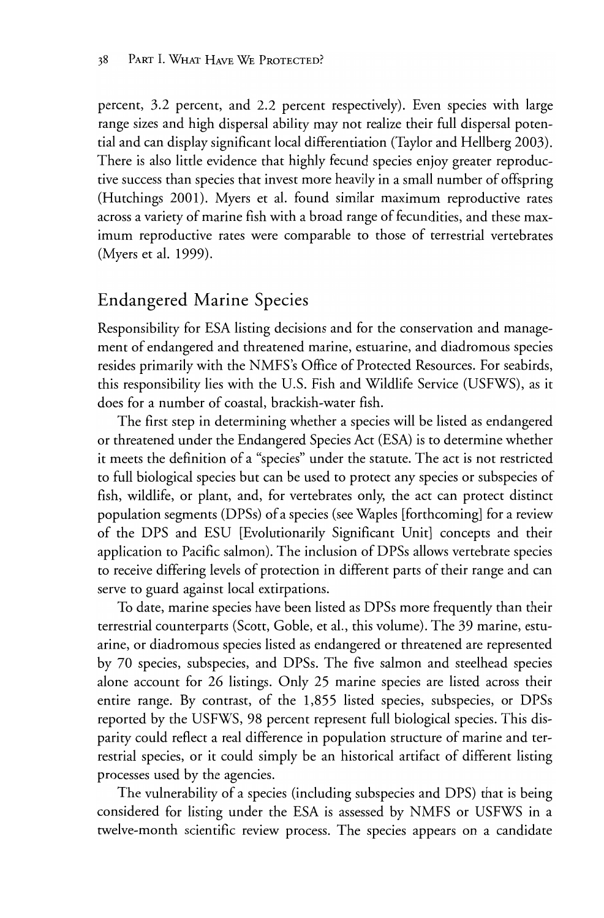percent, 3.2 percent, and 2.2 percent respectively). Even species with large range sizes and high dispersal ability may not realize their full dispersal potential and can display significant local differentiation (Taylor and Hellberg 2003). There is also little evidence that highly fecund species enjoy greater reproductive success than species that invest more heavily in a small number of offspring (Hutchings 2001). Myers et al. found similar maximum reproductive rates across a variety of marine fish with a broad range of fecundities, and these maximum reproductive rates were comparable to those of terrestrial vertebrates (Myers et al. 1999).

## Endangered Marine Species

Responsibility for ESA listing decisions and for the conservation and management of endangered and threatened marine, estuarine, and diadromous species resides primarily with the NMFS's Office of Protected Resources. For seabirds, this responsibility lies with the U.S. Fish and Wildlife Service (USFWS), as it does for a number of coastal, brackish-water fish.

The first step in determining whether a species will be listed as endangered or threatened under the Endangered Species Act (ESA) is to determine whether it meets the definition of a "species" under the statute. The act is not restricted to full biological species but can be used to protect any species or subspecies of fish, wildlife, or plant, and, for vertebrates only, the act can protect distinct population segments (DPSs) of a species (see Waples [forthcoming] for a review of the DPS and ESU [Evolutionarily Significant Unit] concepts and their application to Pacific salmon). The inclusion of DPSs allows vertebrate species to receive differing levels of protection in different parts of their range and can serve to guard against local extirpations.

To date, marine species have been listed as DPSs more frequently than their terrestrial counterparts (Scott, Goble, et al., this volume). The 39 marine, estuarine, or diadromous species listed as endangered or threatened are represented by 70 species, subspecies, and DPSs. The five salmon and steelhead species alone account for 26 listings. Only 25 marine species are listed across their entire range. By contrast, of the 1,855 listed species, subspecies, or DPSs reported by the USFWS, 98 percent represent full biological species. This disparity could reflect a real difference in population structure of marine and terrestrial species, or it could simply be an historical artifact of different listing processes used by the agencies.

The vulnerability of a species (including subspecies and DPS) that is being considered for listing under the ESA is assessed by NMFS or USFWS in a twelve-month scientific review process. The species appears on a candidate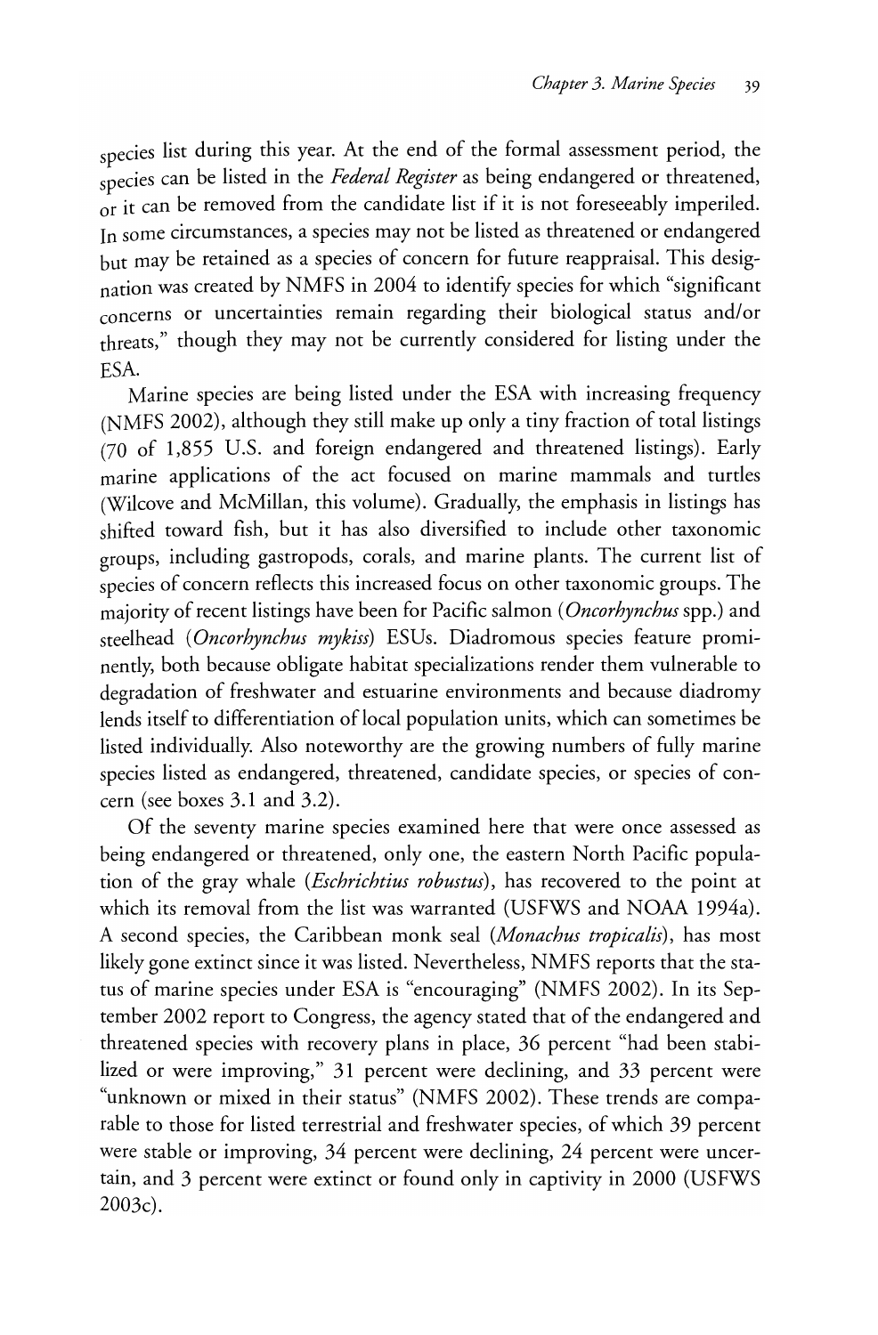species list during this year. At the end of the formal assessment period, the species can be listed in the *Federal Register* as being endangered or threatened, or it can be removed from the candidate list if it is not foreseeably imperiled. In some circumstances, a species may not be listed as threatened or endangered but may be retained as a species of concern for future reappraisal. This designation was created by NMFS in 2004 to identify species for which "significant concerns or uncertainties remain regarding their biological status and/or threats," though they may not be currently considered for listing under the ESA.

Marine species are being listed under the ESA with increasing frequency (NMFS 2002), although they still make up only a tiny fraction of total listings (70 of 1,855 U.S. and foreign endangered and threatened listings). Early marine applications of the act focused on marine mammals and turtles (Wilcove and McMillan, this volume). Gradually, the emphasis in listings has shifted toward fish, but it has also diversified to include other taxonomic groups, including gastropods, corals, and marine plants. The current list of species of concern reflects this increased focus on other taxonomic groups. The majority of recent listings have been for Pacific salmon (*Oncorhynchus* spp.) and steelhead (*Oncorhynchus mykiss*) ESUs. Diadromous species feature prominently, both because obligate habitat specializations render them vulnerable to degradation of freshwater and estuarine environments and because diadromy lends itself to differentiation of local population units, which can sometimes be listed individually. Also noteworthy are the growing numbers of fully marine species listed as endangered, threatened, candidate species, or species of concern (see boxes 3.1 and 3.2).

Of the seventy marine species examined here that were once assessed as being endangered or threatened, only one, the eastern North Pacific population of the gray whale (*Eschrichtius robustus*), has recovered to the point at which its removal from the list was warranted (USFWS and NOAA 1994a). A second species, the Caribbean monk seal (*Monachus tropicalis*), has most likely gone extinct since it was listed. Nevertheless, NMFS reports that the status of marine species under ESA is "encouraging" (NMFS 2002). In its September 2002 report to Congress, the agency stated that of the endangered and threatened species with recovery plans in place, 36 percent "had been stabilized or were improving," 31 percent were declining, and 33 percent were "unknown or mixed in their status" (NMFS 2002). These trends are comparable to those for listed terrestrial and freshwater species, of which 39 percent were stable or improving, 34 percent were declining, 24 percent were uncertain, and 3 percent were extinct or found only in captivity in 2000 (USFWS 2003c).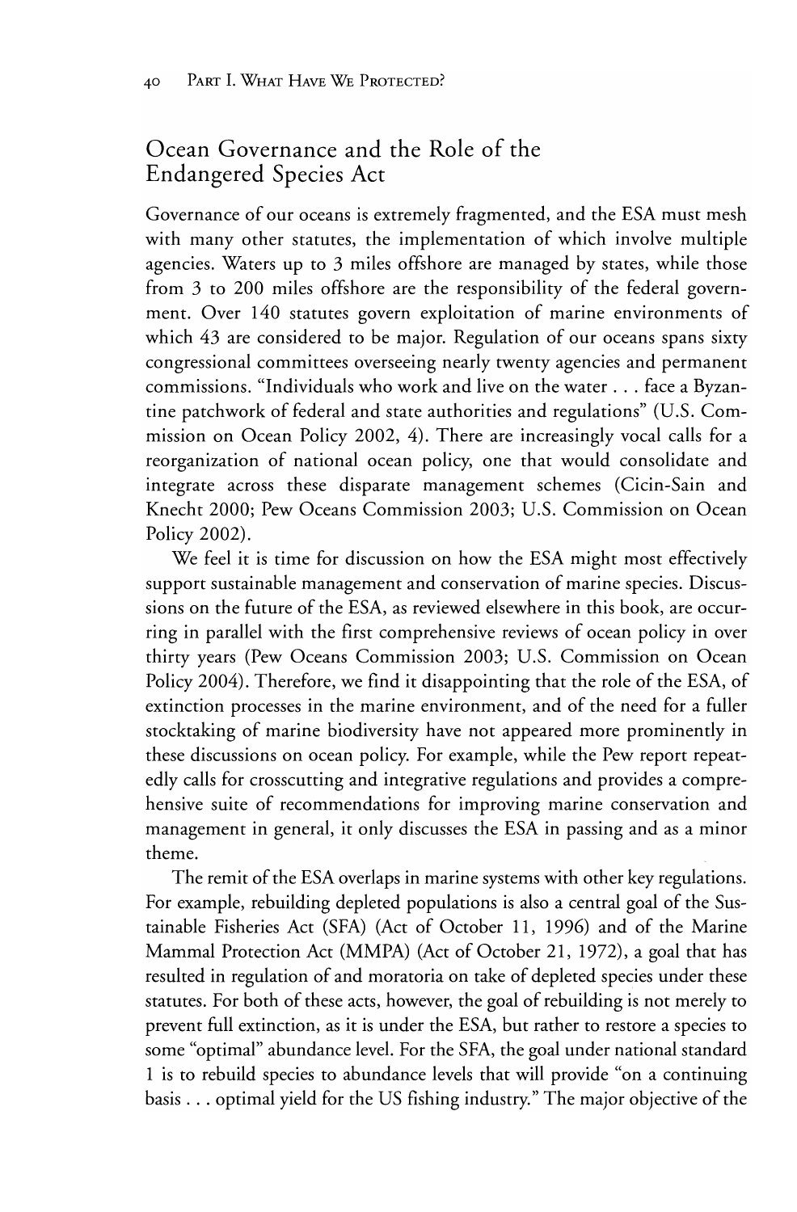## Ocean Governance and the Role of the Endangered Species Act

Governance of our oceans is extremely fragmented, and the ESA must mesh with many other statutes, the implementation of which involve multiple agencies. Waters up to 3 miles offshore are managed by states, while those from 3 to 200 miles offshore are the responsibility of the federal government. Over 140 statutes govern exploitation of marine environments of which 43 are considered to be major. Regulation of our oceans spans sixty congressional committees overseeing nearly twenty agencies and permanent commissions. "Individuals who work and live on the water . . . face a Byzantine patchwork of federal and state authorities and regulations" (U.S. Commission on Ocean Policy 2002, 4). There are increasingly vocal calls for a reorganization of national ocean policy, one that would consolidate and integrate across these disparate management schemes (Cicin-Sain and Knecht 2000; Pew Oceans Commission 2003; U.S. Commission on Ocean Policy 2002).

We feel it is time for discussion on how the ESA might most effectively support sustainable management and conservation of marine species. Discussions on the future of the ESA, as reviewed elsewhere in this book, are occurring in parallel with the first comprehensive reviews of ocean policy in over thirty years (Pew Oceans Commission 2003; U.S. Commission on Ocean Policy 2004). Therefore, we find it disappointing that the role of the ESA, of extinction processes in the marine environment, and of the need for a fuller stocktaking of marine biodiversity have not appeared more prominently in these discussions on ocean policy. For example, while the Pew report repeatedly calls for crosscutting and integrative regulations and provides a comprehensive suite of recommendations for improving marine conservation and management in general, it only discusses the ESA in passing and as a minor theme.

The remit of the ESA overlaps in marine systems with other key regulations. For example, rebuilding depleted populations is also a central goal of the Sustainable Fisheries Act (SFA) (Act of October 11, 1996) and of the Marine Mammal Protection Act (MMPA) (Act of October 21, 1972), a goal that has resulted in regulation of and moratoria on take of depleted species under these statutes. For both of these acts, however, the goal of rebuilding is not merely to prevent full extinction, as it is under the ESA, but rather to restore a species to some "optimal" abundance level. For the SFA, the goal under national standard 1 is to rebuild species to abundance levels that will provide "on a continuing basis . . . optimal yield for the US fishing industry." The major objective of the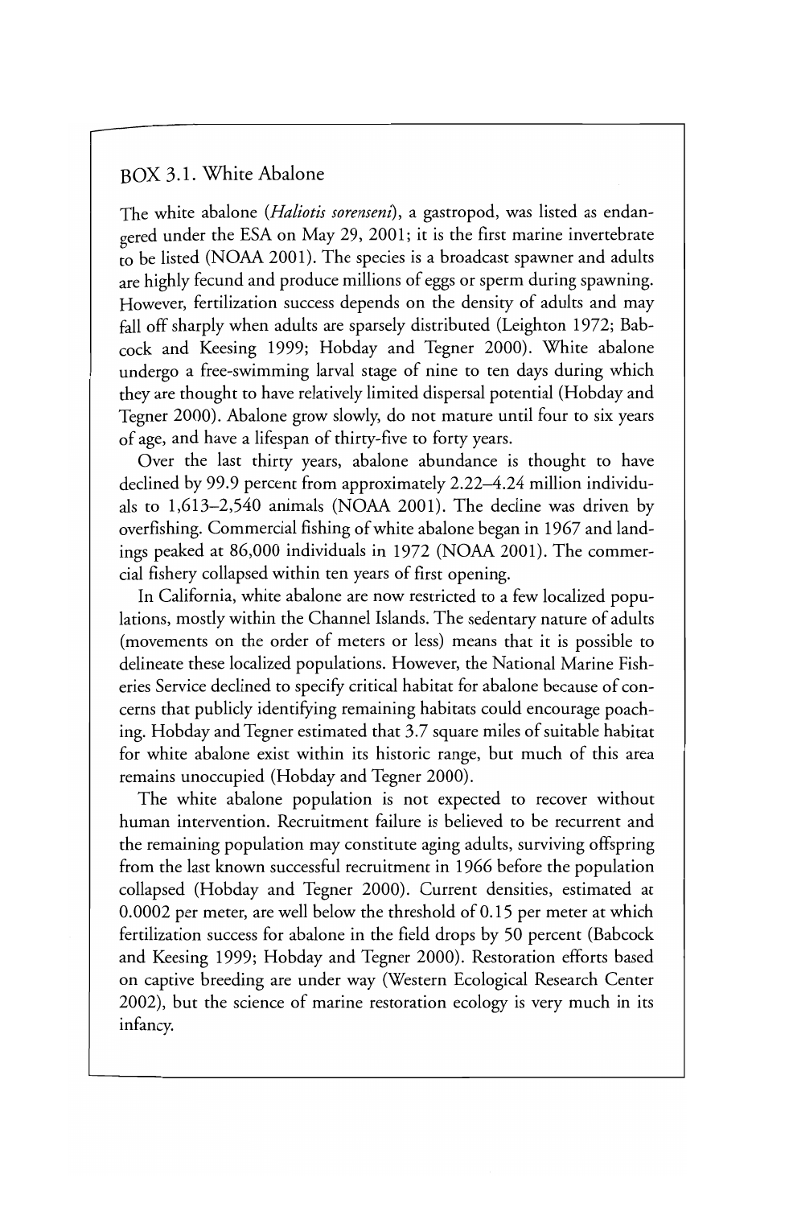## BOX 3.1. White Abalone

The white abalone (*Haliotis sorenseni*), a gastropod, was listed as endangered under the ESA on May 29, 2001; it is the first marine invertebrate to be listed (NOAA 2001). The species is a broadcast spawner and adults are highly fecund and produce millions of eggs or sperm during spawning. However, fertilization success depends on the density of adults and may fall off sharply when adults are sparsely distributed (Leighton 1972; Babcock and Keesing 1999; Hobday and Tegner 2000). White abalone undergo a free-swimming larval stage of nine to ten days during which they are thought to have relatively limited dispersal potential (Hobday and Tegner 2000). Abalone grow slowly, do not mature until four to six years of age, and have a lifespan of thirty-five to forty years.

Over the last thirty years, abalone abundance is thought to have declined by 99.9 percent from approximately 2.22–4.24 million individuals to 1,613–2,540 animals (NOAA 2001). The decline was driven by overfishing. Commercial fishing of white abalone began in 1967 and landings peaked at 86,000 individuals in 1972 (NOAA 2001). The commercial fishery collapsed within ten years of first opening.

In California, white abalone are now restricted to a few localized populations, mostly within the Channel Islands. The sedentary nature of adults (movements on the order of meters or less) means that it is possible to delineate these localized populations. However, the National Marine Fisheries Service declined to specify critical habitat for abalone because of concerns that publicly identifying remaining habitats could encourage poaching. Hobday and Tegner estimated that 3.7 square miles of suitable habitat for white abalone exist within its historic range, but much of this area remains unoccupied (Hobday and Tegner 2000).

The white abalone population is not expected to recover without human intervention. Recruitment failure is believed to be recurrent and the remaining population may constitute aging adults, surviving offspring from the last known successful recruitment in 1966 before the population collapsed (Hobday and Tegner 2000). Current densities, estimated at 0.0002 per meter, are well below the threshold of 0.15 per meter at which fertilization success for abalone in the field drops by 50 percent (Babcock and Keesing 1999; Hobday and Tegner 2000). Restoration efforts based on captive breeding are under way (Western Ecological Research Center 2002), but the science of marine restoration ecology is very much in its infancy.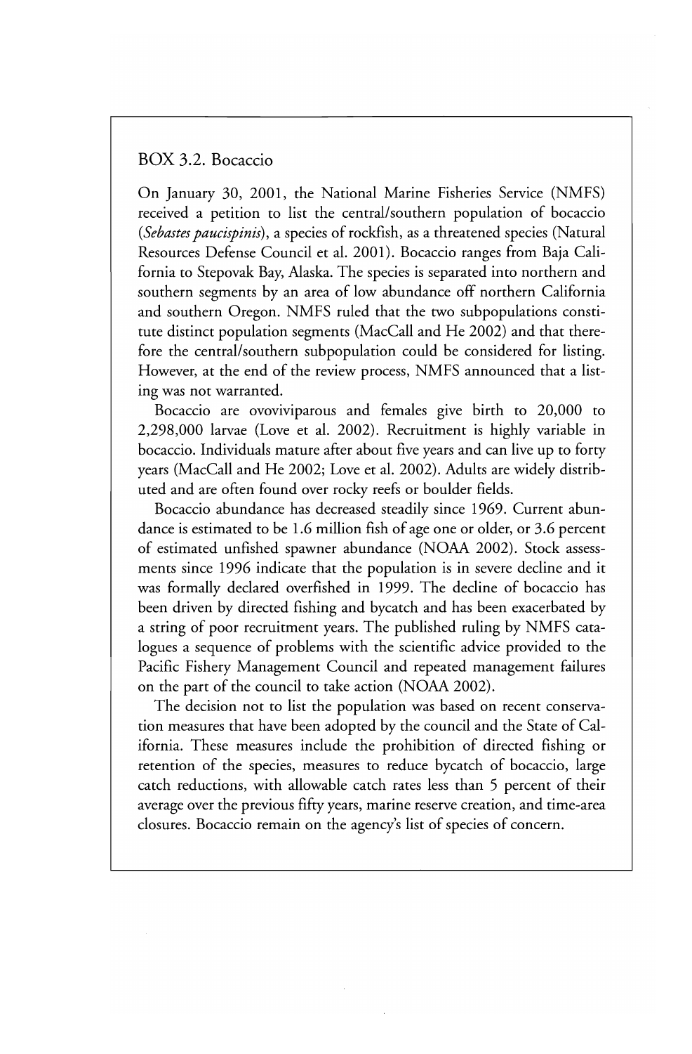## BOX 3.2. Bocaccio

On January 30, 2001, the National Marine Fisheries Service (NMFS) received a petition to list the central/southern population of bocaccio (*Sebastes paucispinis*), a species of rockfish, as a threatened species (Natural Resources Defense Council et al. 2001). Bocaccio ranges from Baja California to Stepovak Bay, Alaska. The species is separated into northern and southern segments by an area of low abundance off northern California and southern Oregon. NMFS ruled that the two subpopulations constitute distinct population segments (MacCall and He 2002) and that therefore the central/southern subpopulation could be considered for listing. However, at the end of the review process, NMFS announced that a listing was not warranted.

Bocaccio are ovoviviparous and females give birth to 20,000 to 2,298,000 larvae (Love et al. 2002). Recruitment is highly variable in bocaccio. Individuals mature after about five years and can live up to forty years (MacCall and He 2002; Love et al. 2002). Adults are widely distributed and are often found over rocky reefs or boulder fields.

Bocaccio abundance has decreased steadily since 1969. Current abundance is estimated to be 1.6 million fish of age one or older, or 3.6 percent of estimated unfished spawner abundance (NOAA 2002). Stock assessments since 1996 indicate that the population is in severe decline and it was formally declared overfished in 1999. The decline of bocaccio has been driven by directed fishing and bycatch and has been exacerbated by a string of poor recruitment years. The published ruling by NMFS catalogues a sequence of problems with the scientific advice provided to the Pacific Fishery Management Council and repeated management failures on the part of the council to take action (NOAA 2002).

The decision not to list the population was based on recent conservation measures that have been adopted by the council and the State of California. These measures include the prohibition of directed fishing or retention of the species, measures to reduce bycatch of bocaccio, large catch reductions, with allowable catch rates less than 5 percent of their average over the previous fifty years, marine reserve creation, and time-area closures. Bocaccio remain on the agency's list of species of concern.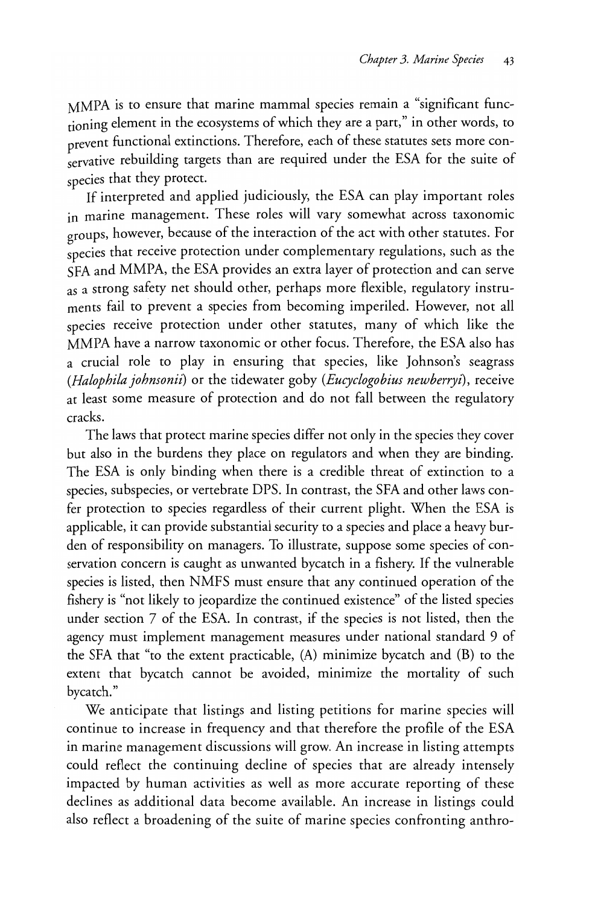MMPA is to ensure that marine mammal species remain a "significant functioning element in the ecosystems of which they are a part," in other words, to prevent functional extinctions. Therefore, each of these statutes sets more conservative rebuilding targets than are required under the ESA for the suite of species that they protect.

If interpreted and applied judiciously, the ESA can play important roles in marine management. These roles will vary somewhat across taxonomic groups, however, because of the interaction of the act with other statutes. For species that receive protection under complementary regulations, such as the SFA and MMPA, the ESA provides an extra layer of protection and can serve as a strong safety net should other, perhaps more flexible, regulatory instruments fail to prevent a species from becoming imperiled. However, not all species receive protection under other statutes, many of which like the MMPA have a narrow taxonomic or other focus. Therefore, the ESA also has a crucial role to play in ensuring that species, like Johnson's seagrass (*Halophila johnsonii*) or the tidewater goby (*Eucyclogobius newberryi*), receive at least some measure of protection and do not fall between the regulatory cracks.

The laws that protect marine species differ not only in the species they cover but also in the burdens they place on regulators and when they are binding. The ESA is only binding when there is a credible threat of extinction to a species, subspecies, or vertebrate DPS. In contrast, the SFA and other laws confer protection to species regardless of their current plight. When the ESA is applicable, it can provide substantial security to a species and place a heavy burden of responsibility on managers. To illustrate, suppose some species of conservation concern is caught as unwanted bycatch in a fishery. If the vulnerable species is listed, then NMFS must ensure that any continued operation of the fishery is "not likely to jeopardize the continued existence" of the listed species under section 7 of the ESA. In contrast, if the species is not listed, then the agency must implement management measures under national standard 9 of the SFA that "to the extent practicable, (A) minimize bycatch and (B) to the extent that bycatch cannot be avoided, minimize the mortality of such bycatch."

We anticipate that listings and listing petitions for marine species will continue to increase in frequency and that therefore the profile of the ESA in marine management discussions will grow. An increase in listing attempts could reflect the continuing decline of species that are already intensely impacted by human activities as well as more accurate reporting of these declines as additional data become available. An increase in listings could also reflect a broadening of the suite of marine species confronting anthro-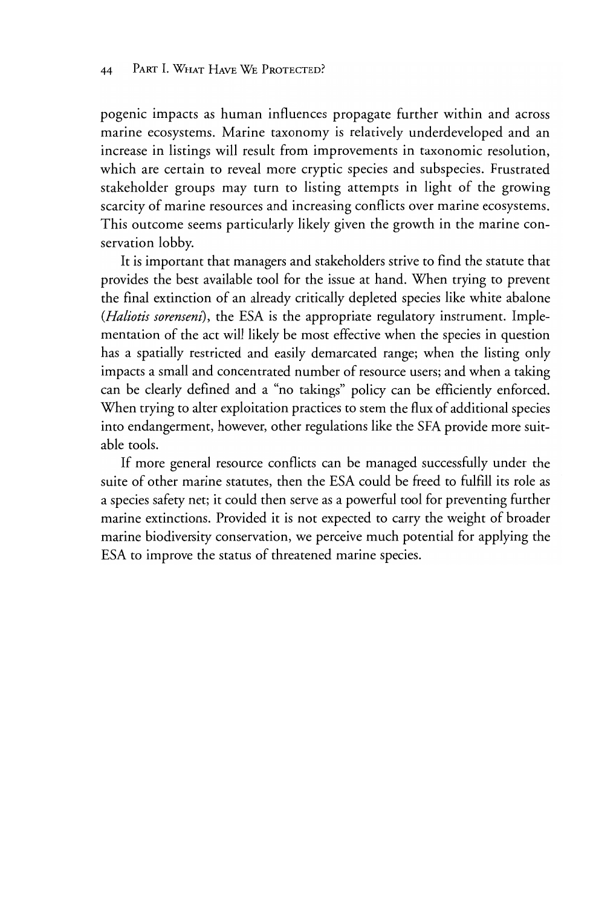pogenic impacts as human influences propagate further within and across marine ecosystems. Marine taxonomy is relatively underdeveloped and an increase in listings will result from improvements in taxonomic resolution, which are certain to reveal more cryptic species and subspecies. Frustrated stakeholder groups may turn to listing attempts in light of the growing scarcity of marine resources and increasing conflicts over marine ecosystems. This outcome seems particularly likely given the growth in the marine conservation lobby.

It is important that managers and stakeholders strive to find the statute that provides the best available tool for the issue at hand. When trying to prevent the final extinction of an already critically depleted species like white abalone (*Haliotis sorenseni*), the ESA is the appropriate regulatory instrument. Implementation of the act will likely be most effective when the species in question has a spatially restricted and easily demarcated range; when the listing only impacts a small and concentrated number of resource users; and when a taking can be clearly defined and a "no takings" policy can be efficiently enforced. When trying to alter exploitation practices to stem the flux of additional species into endangerment, however, other regulations like the SFA provide more suitable tools.

If more general resource conflicts can be managed successfully under the suite of other marine statutes, then the ESA could be freed to fulfill its role as a species safety net; it could then serve as a powerful tool for preventing further marine extinctions. Provided it is not expected to carry the weight of broader marine biodiversity conservation, we perceive much potential for applying the ESA to improve the status of threatened marine species.